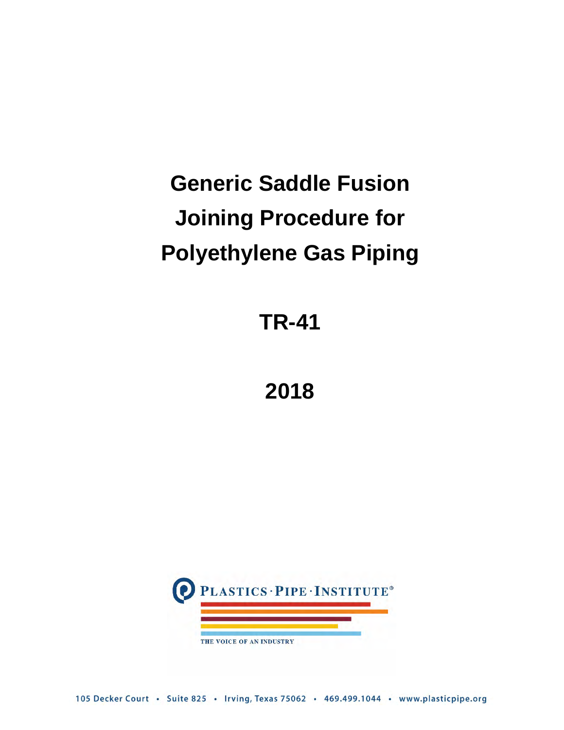# Generic Saddle Fusion Joining Procedure for Polyethylene Gas Piping

# TR-41

# 2018

PLASTICS · PIPE · INSTITUTE®

THE VOICE OF AN INDUSTRY

105 Decker Court • Suite 825 • Irving, Texas 75062 • 469.499.1044 • www.plasticpipe.org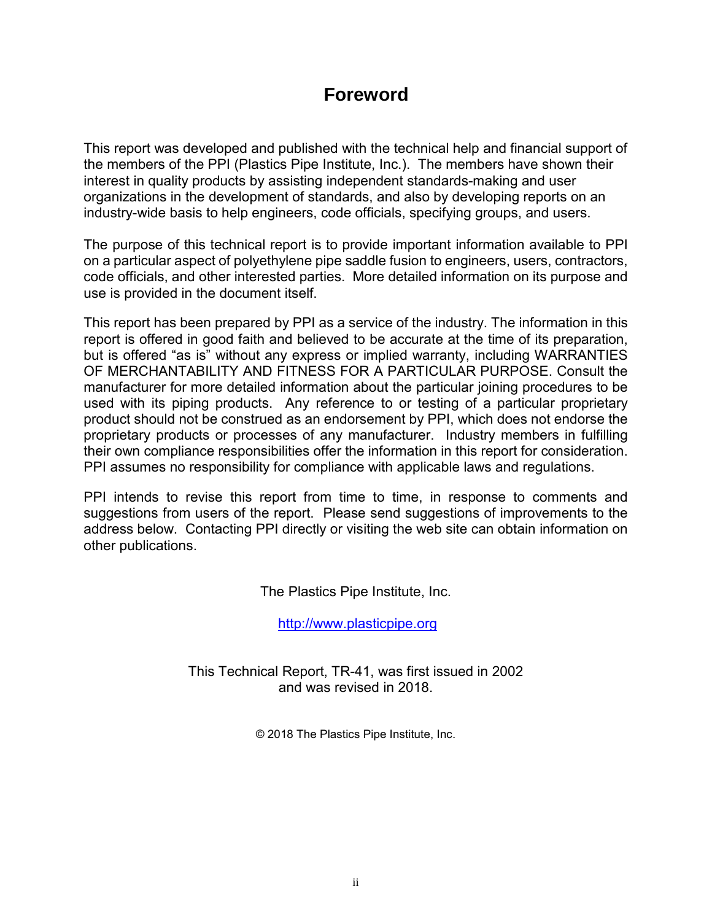# Foreword

This report was developed and published with the technical help and financial support of the members of the PPI (Plastics Pipe Institute, Inc.). The members have shown their interest in quality products by assisting independent standards-making and user organizations in the development of standards, and also by developing reports on an industry-wide basis to help engineers, code officials, specifying groups, and users.

The purpose of this technical report is to provide important information available to PPI on a particular aspect of polyethylene pipe saddle fusion to engineers, users, contractors, code officials, and other interested parties. More detailed information on its purpose and use is provided in the document itself.

This report has been prepared by PPI as a service of the industry. The information in this report is offered in good faith and believed to be accurate at the time of its preparation, but is offered "as is" without any express or implied warranty, including WARRANTIES OF MERCHANTABILITY AND FITNESS FOR A PARTICULAR PURPOSE. Consult the manufacturer for more detailed information about the particular joining procedures to be used with its piping products. Any reference to or testing of a particular proprietary product should not be construed as an endorsement by PPI, which does not endorse the proprietary products or processes of any manufacturer. Industry members in fulfilling their own compliance responsibilities offer the information in this report for consideration. PPI assumes no responsibility for compliance with applicable laws and regulations.

PPI intends to revise this report from time to time, in response to comments and suggestions from users of the report. Please send suggestions of improvements to the address below. Contacting PPI directly or visiting the web site can obtain information on other publications.

The Plastics Pipe Institute, Inc.

http://www.plasticpipe.org

This Technical Report, TR-41, was first issued in 2002 and was revised in 2018.

© 2018 The Plastics Pipe Institute, Inc.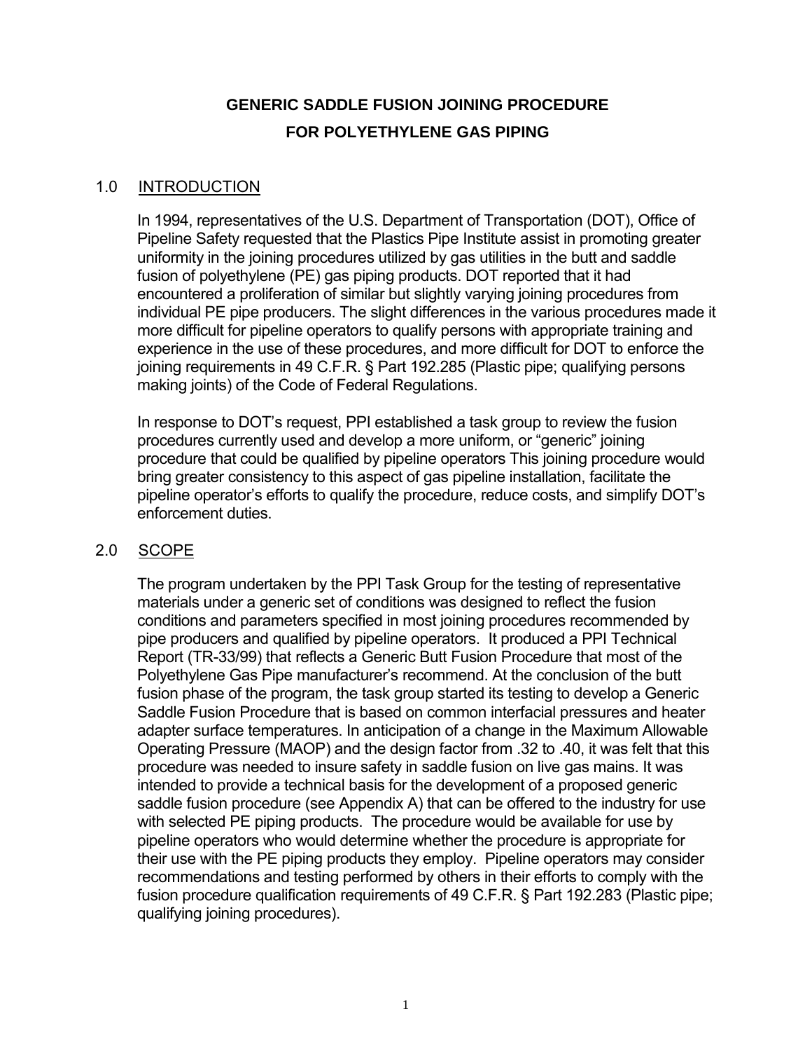# GENERIC SADDLE FUSION JOINING PROCEDURE FOR POLYETHYLENE GAS PIPING

## 1.0 INTRODUCTION

In 1994, representatives of the U.S. Department of Transportation (DOT), Office of Pipeline Safety requested that the Plastics Pipe Institute assist in promoting greater uniformity in the joining procedures utilized by gas utilities in the butt and saddle fusion of polyethylene (PE) gas piping products. DOT reported that it had encountered a proliferation of similar but slightly varying joining procedures from individual PE pipe producers. The slight differences in the various procedures made it more difficult for pipeline operators to qualify persons with appropriate training and experience in the use of these procedures, and more difficult for DOT to enforce the joining requirements in 49 C.F.R. § Part 192.285 (Plastic pipe; qualifying persons making joints) of the Code of Federal Regulations.

In response to DOT's request, PPI established a task group to review the fusion procedures currently used and develop a more uniform, or "generic" joining procedure that could be qualified by pipeline operators This joining procedure would bring greater consistency to this aspect of gas pipeline installation, facilitate the pipeline operator's efforts to qualify the procedure, reduce costs, and simplify DOT's enforcement duties.

## 2.0 SCOPE

The program undertaken by the PPI Task Group for the testing of representative materials under a generic set of conditions was designed to reflect the fusion conditions and parameters specified in most joining procedures recommended by pipe producers and qualified by pipeline operators. It produced a PPI Technical Report (TR-33/99) that reflects a Generic Butt Fusion Procedure that most of the Polyethylene Gas Pipe manufacturer's recommend. At the conclusion of the butt fusion phase of the program, the task group started its testing to develop a Generic Saddle Fusion Procedure that is based on common interfacial pressures and heater adapter surface temperatures. In anticipation of a change in the Maximum Allowable Operating Pressure (MAOP) and the design factor from .32 to .40, it was felt that this procedure was needed to insure safety in saddle fusion on live gas mains. It was intended to provide a technical basis for the development of a proposed generic saddle fusion procedure (see Appendix A) that can be offered to the industry for use with selected PE piping products. The procedure would be available for use by pipeline operators who would determine whether the procedure is appropriate for their use with the PE piping products they employ. Pipeline operators may consider recommendations and testing performed by others in their efforts to comply with the fusion procedure qualification requirements of 49 C.F.R. § Part 192.283 (Plastic pipe; qualifying joining procedures).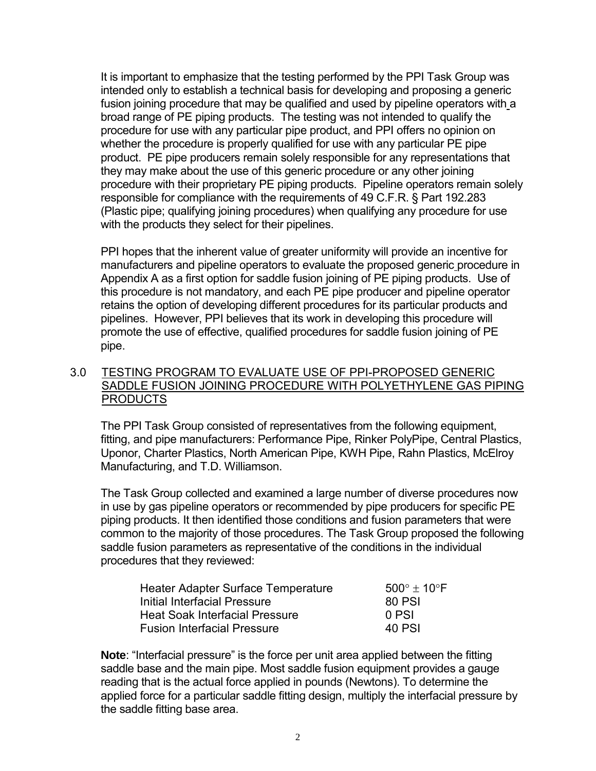It is important to emphasize that the testing performed by the PPI Task Group was intended only to establish a technical basis for developing and proposing a generic fusion joining procedure that may be qualified and used by pipeline operators with a broad range of PE piping products. The testing was not intended to qualify the procedure for use with any particular pipe product, and PPI offers no opinion on whether the procedure is properly qualified for use with any particular PE pipe product. PE pipe producers remain solely responsible for any representations that they may make about the use of this generic procedure or any other joining procedure with their proprietary PE piping products. Pipeline operators remain solely responsible for compliance with the requirements of 49 C.F.R. § Part 192.283 (Plastic pipe; qualifying joining procedures) when qualifying any procedure for use with the products they select for their pipelines.

PPI hopes that the inherent value of greater uniformity will provide an incentive for manufacturers and pipeline operators to evaluate the proposed generic procedure in Appendix A as a first option for saddle fusion joining of PE piping products. Use of this procedure is not mandatory, and each PE pipe producer and pipeline operator retains the option of developing different procedures for its particular products and pipelines. However, PPI believes that its work in developing this procedure will promote the use of effective, qualified procedures for saddle fusion joining of PE pipe.

## 3.0 TESTING PROGRAM TO EVALUATE USE OF PPI-PROPOSED GENERIC SADDLE FUSION JOINING PROCEDURE WITH POLYETHYLENE GAS PIPING PRODUCTS

The PPI Task Group consisted of representatives from the following equipment, fitting, and pipe manufacturers: Performance Pipe, Rinker PolyPipe, Central Plastics, Uponor, Charter Plastics, North American Pipe, KWH Pipe, Rahn Plastics, McElroy Manufacturing, and T.D. Williamson.

The Task Group collected and examined a large number of diverse procedures now in use by gas pipeline operators or recommended by pipe producers for specific PE piping products. It then identified those conditions and fusion parameters that were common to the majority of those procedures. The Task Group proposed the following saddle fusion parameters as representative of the conditions in the individual procedures that they reviewed:

| | |
|---|---|
| Heater Adapter Surface Temperature | 500° ± 10°F |
| Initial Interfacial Pressure | 80 PSI |
| Heat Soak Interfacial Pressure | 0 PSI |
| Fusion Interfacial Pressure | 40 PSI |

**Note**: “Interfacial pressure” is the force per unit area applied between the fitting saddle base and the main pipe. Most saddle fusion equipment provides a gauge reading that is the actual force applied in pounds (Newtons). To determine the applied force for a particular saddle fitting design, multiply the interfacial pressure by the saddle fitting base area.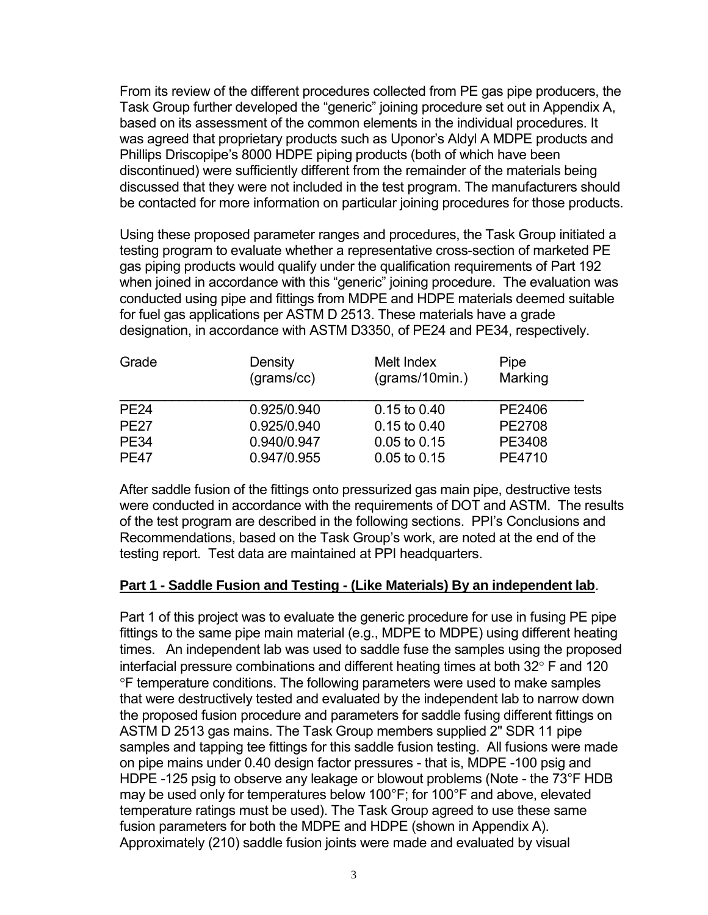From its review of the different procedures collected from PE gas pipe producers, the Task Group further developed the "generic" joining procedure set out in Appendix A, based on its assessment of the common elements in the individual procedures. It was agreed that proprietary products such as Uponor's Aldyl A MDPE products and Phillips Driscopipe's 8000 HDPE piping products (both of which have been discontinued) were sufficiently different from the remainder of the materials being discussed that they were not included in the test program. The manufacturers should be contacted for more information on particular joining procedures for those products.

Using these proposed parameter ranges and procedures, the Task Group initiated a testing program to evaluate whether a representative cross-section of marketed PE gas piping products would qualify under the qualification requirements of Part 192 when joined in accordance with this "generic" joining procedure. The evaluation was conducted using pipe and fittings from MDPE and HDPE materials deemed suitable for fuel gas applications per ASTM D 2513. These materials have a grade designation, in accordance with ASTM D3350, of PE24 and PE34, respectively.

| Grade | Density (grams/cc) | Melt Index (grams/10min.) | Pipe Marking |
|---|---|---|---|
| PE24 | 0.925/0.940 | 0.15 to 0.40 | PE2406 |
| PE27 | 0.925/0.940 | 0.15 to 0.40 | PE2708 |
| PE34 | 0.940/0.947 | 0.05 to 0.15 | PE3408 |
| PE47 | 0.947/0.955 | 0.05 to 0.15 | PE4710 |

After saddle fusion of the fittings onto pressurized gas main pipe, destructive tests were conducted in accordance with the requirements of DOT and ASTM. The results of the test program are described in the following sections. PPI's Conclusions and Recommendations, based on the Task Group's work, are noted at the end of the testing report. Test data are maintained at PPI headquarters.

**Part 1 - Saddle Fusion and Testing - (Like Materials) By an independent lab**.

Part 1 of this project was to evaluate the generic procedure for use in fusing PE pipe fittings to the same pipe main material (e.g., MDPE to MDPE) using different heating times. An independent lab was used to saddle fuse the samples using the proposed interfacial pressure combinations and different heating times at both 32° F and 120 °F temperature conditions. The following parameters were used to make samples that were destructively tested and evaluated by the independent lab to narrow down the proposed fusion procedure and parameters for saddle fusing different fittings on ASTM D 2513 gas mains. The Task Group members supplied 2" SDR 11 pipe samples and tapping tee fittings for this saddle fusion testing. All fusions were made on pipe mains under 0.40 design factor pressures - that is, MDPE -100 psig and HDPE -125 psig to observe any leakage or blowout problems (Note - the 73°F HDB may be used only for temperatures below 100°F; for 100°F and above, elevated temperature ratings must be used). The Task Group agreed to use these same fusion parameters for both the MDPE and HDPE (shown in Appendix A). Approximately (210) saddle fusion joints were made and evaluated by visual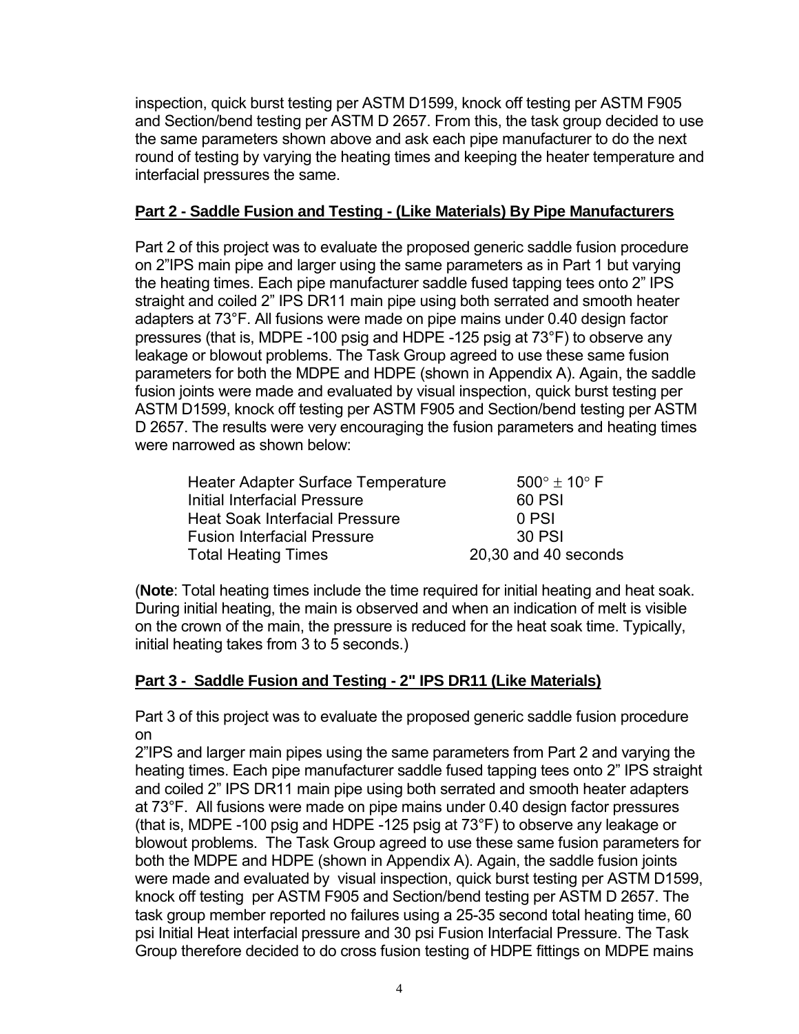inspection, quick burst testing per ASTM D1599, knock off testing per ASTM F905 and Section/bend testing per ASTM D 2657. From this, the task group decided to use the same parameters shown above and ask each pipe manufacturer to do the next round of testing by varying the heating times and keeping the heater temperature and interfacial pressures the same.

**Part 2 - Saddle Fusion and Testing - (Like Materials) By Pipe Manufacturers**

Part 2 of this project was to evaluate the proposed generic saddle fusion procedure on 2"IPS main pipe and larger using the same parameters as in Part 1 but varying the heating times. Each pipe manufacturer saddle fused tapping tees onto 2" IPS straight and coiled 2" IPS DR11 main pipe using both serrated and smooth heater adapters at 73°F. All fusions were made on pipe mains under 0.40 design factor pressures (that is, MDPE -100 psig and HDPE -125 psig at 73°F) to observe any leakage or blowout problems. The Task Group agreed to use these same fusion parameters for both the MDPE and HDPE (shown in Appendix A). Again, the saddle fusion joints were made and evaluated by visual inspection, quick burst testing per ASTM D1599, knock off testing per ASTM F905 and Section/bend testing per ASTM D 2657. The results were very encouraging the fusion parameters and heating times were narrowed as shown below:

| | |
|---|---|
| Heater Adapter Surface Temperature | 500° ± 10° F |
| Initial Interfacial Pressure | 60 PSI |
| Heat Soak Interfacial Pressure | 0 PSI |
| Fusion Interfacial Pressure | 30 PSI |
| Total Heating Times | 20,30 and 40 seconds |

(**Note**: Total heating times include the time required for initial heating and heat soak. During initial heating, the main is observed and when an indication of melt is visible on the crown of the main, the pressure is reduced for the heat soak time. Typically, initial heating takes from 3 to 5 seconds.)

**Part 3 - Saddle Fusion and Testing - 2" IPS DR11 (Like Materials)**

Part 3 of this project was to evaluate the proposed generic saddle fusion procedure on
2"IPS and larger main pipes using the same parameters from Part 2 and varying the heating times. Each pipe manufacturer saddle fused tapping tees onto 2" IPS straight and coiled 2" IPS DR11 main pipe using both serrated and smooth heater adapters at 73°F. All fusions were made on pipe mains under 0.40 design factor pressures (that is, MDPE -100 psig and HDPE -125 psig at 73°F) to observe any leakage or blowout problems. The Task Group agreed to use these same fusion parameters for both the MDPE and HDPE (shown in Appendix A). Again, the saddle fusion joints were made and evaluated by visual inspection, quick burst testing per ASTM D1599, knock off testing per ASTM F905 and Section/bend testing per ASTM D 2657. The task group member reported no failures using a 25-35 second total heating time, 60 psi Initial Heat interfacial pressure and 30 psi Fusion Interfacial Pressure. The Task Group therefore decided to do cross fusion testing of HDPE fittings on MDPE mains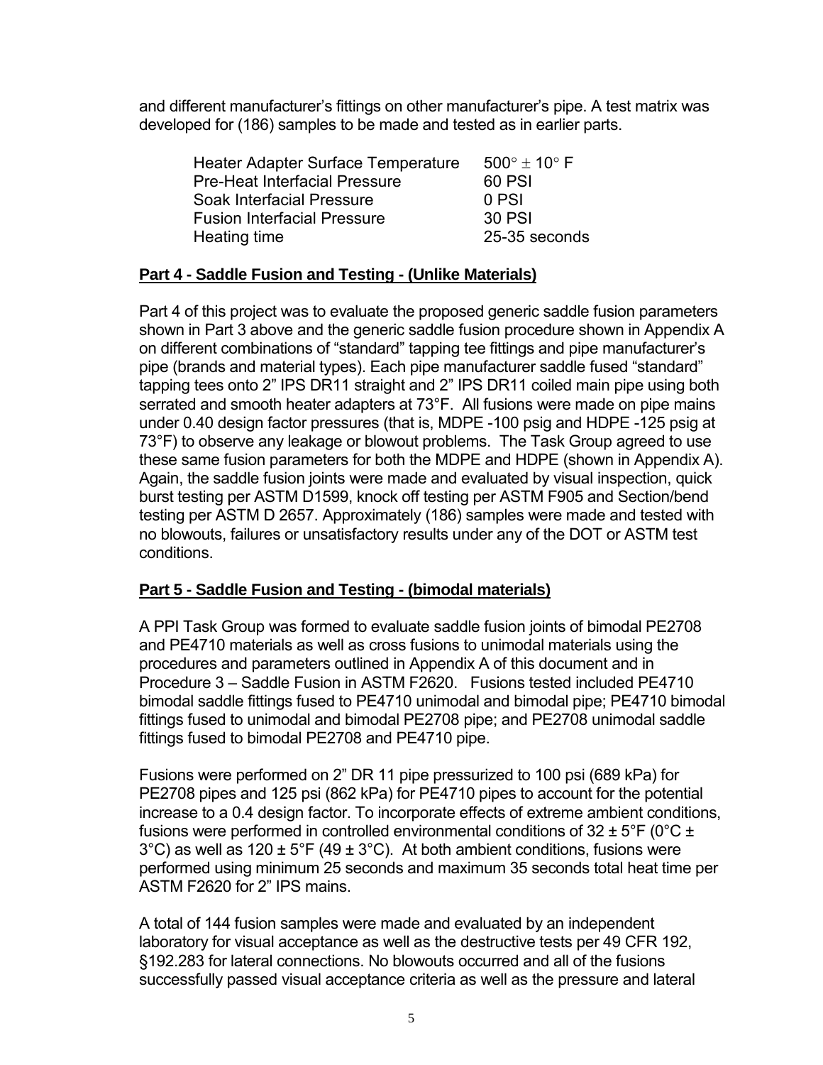and different manufacturer's fittings on other manufacturer's pipe. A test matrix was developed for (186) samples to be made and tested as in earlier parts.

| | |
|---|---|
| Heater Adapter Surface Temperature | 500° ± 10° F |
| Pre-Heat Interfacial Pressure | 60 PSI |
| Soak Interfacial Pressure | 0 PSI |
| Fusion Interfacial Pressure | 30 PSI |
| Heating time | 25-35 seconds |

**Part 4 - Saddle Fusion and Testing - (Unlike Materials)**

Part 4 of this project was to evaluate the proposed generic saddle fusion parameters shown in Part 3 above and the generic saddle fusion procedure shown in Appendix A on different combinations of "standard" tapping tee fittings and pipe manufacturer's pipe (brands and material types). Each pipe manufacturer saddle fused "standard" tapping tees onto 2" IPS DR11 straight and 2" IPS DR11 coiled main pipe using both serrated and smooth heater adapters at 73°F. All fusions were made on pipe mains under 0.40 design factor pressures (that is, MDPE -100 psig and HDPE -125 psig at 73°F) to observe any leakage or blowout problems. The Task Group agreed to use these same fusion parameters for both the MDPE and HDPE (shown in Appendix A). Again, the saddle fusion joints were made and evaluated by visual inspection, quick burst testing per ASTM D1599, knock off testing per ASTM F905 and Section/bend testing per ASTM D 2657. Approximately (186) samples were made and tested with no blowouts, failures or unsatisfactory results under any of the DOT or ASTM test conditions.

**Part 5 - Saddle Fusion and Testing - (bimodal materials)**

A PPI Task Group was formed to evaluate saddle fusion joints of bimodal PE2708 and PE4710 materials as well as cross fusions to unimodal materials using the procedures and parameters outlined in Appendix A of this document and in Procedure 3 – Saddle Fusion in ASTM F2620. Fusions tested included PE4710 bimodal saddle fittings fused to PE4710 unimodal and bimodal pipe; PE4710 bimodal fittings fused to unimodal and bimodal PE2708 pipe; and PE2708 unimodal saddle fittings fused to bimodal PE2708 and PE4710 pipe.

Fusions were performed on 2" DR 11 pipe pressurized to 100 psi (689 kPa) for PE2708 pipes and 125 psi (862 kPa) for PE4710 pipes to account for the potential increase to a 0.4 design factor. To incorporate effects of extreme ambient conditions, fusions were performed in controlled environmental conditions of 32 ± 5°F (0°C ± 3°C) as well as 120 ± 5°F (49 ± 3°C). At both ambient conditions, fusions were performed using minimum 25 seconds and maximum 35 seconds total heat time per ASTM F2620 for 2" IPS mains.

A total of 144 fusion samples were made and evaluated by an independent laboratory for visual acceptance as well as the destructive tests per 49 CFR 192, §192.283 for lateral connections. No blowouts occurred and all of the fusions successfully passed visual acceptance criteria as well as the pressure and lateral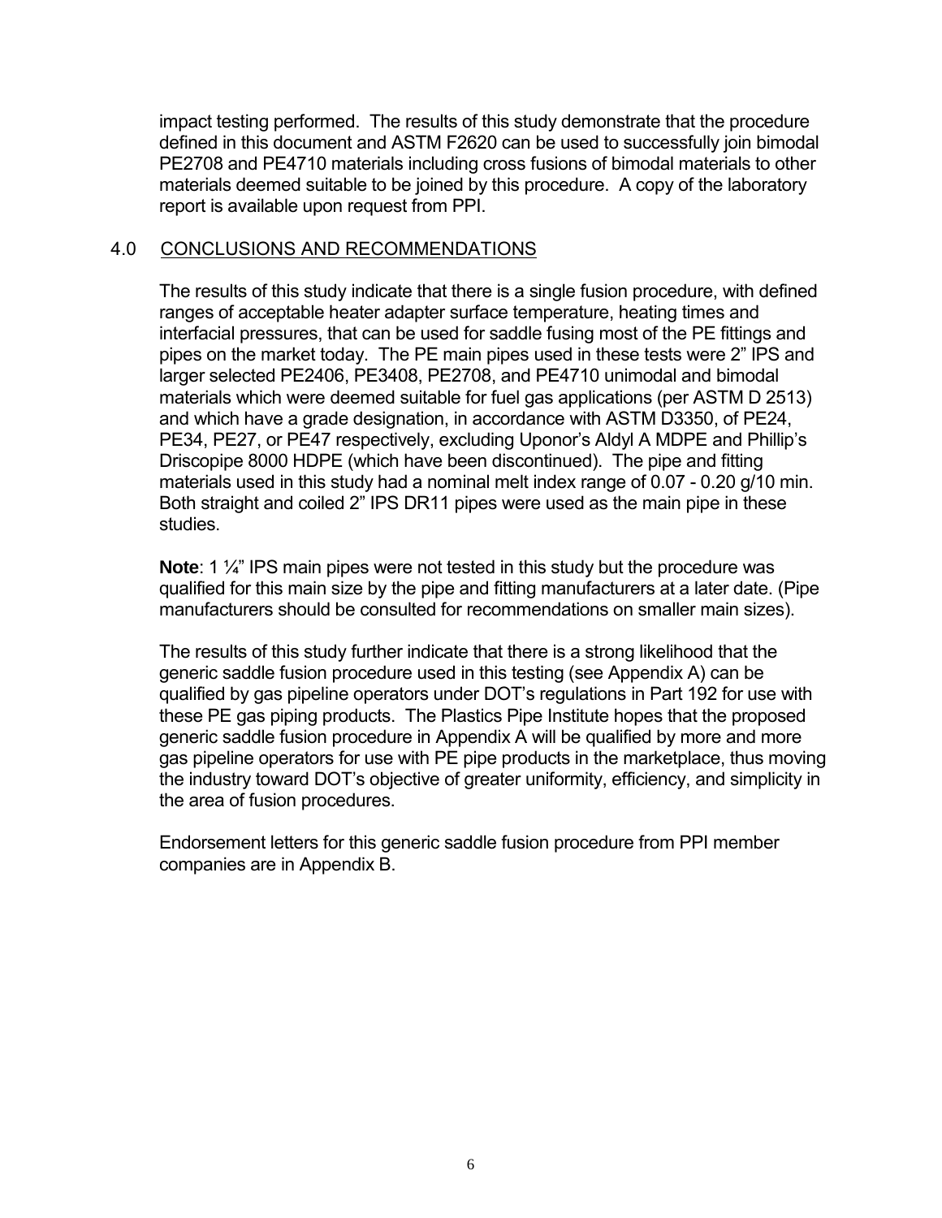impact testing performed. The results of this study demonstrate that the procedure defined in this document and ASTM F2620 can be used to successfully join bimodal PE2708 and PE4710 materials including cross fusions of bimodal materials to other materials deemed suitable to be joined by this procedure. A copy of the laboratory report is available upon request from PPI.

## 4.0 CONCLUSIONS AND RECOMMENDATIONS

The results of this study indicate that there is a single fusion procedure, with defined ranges of acceptable heater adapter surface temperature, heating times and interfacial pressures, that can be used for saddle fusing most of the PE fittings and pipes on the market today. The PE main pipes used in these tests were 2" IPS and larger selected PE2406, PE3408, PE2708, and PE4710 unimodal and bimodal materials which were deemed suitable for fuel gas applications (per ASTM D 2513) and which have a grade designation, in accordance with ASTM D3350, of PE24, PE34, PE27, or PE47 respectively, excluding Uponor's Aldyl A MDPE and Phillip's Driscopipe 8000 HDPE (which have been discontinued). The pipe and fitting materials used in this study had a nominal melt index range of 0.07 - 0.20 g/10 min. Both straight and coiled 2" IPS DR11 pipes were used as the main pipe in these studies.

**Note**: 1 ¼" IPS main pipes were not tested in this study but the procedure was qualified for this main size by the pipe and fitting manufacturers at a later date. (Pipe manufacturers should be consulted for recommendations on smaller main sizes).

The results of this study further indicate that there is a strong likelihood that the generic saddle fusion procedure used in this testing (see Appendix A) can be qualified by gas pipeline operators under DOT's regulations in Part 192 for use with these PE gas piping products. The Plastics Pipe Institute hopes that the proposed generic saddle fusion procedure in Appendix A will be qualified by more and more gas pipeline operators for use with PE pipe products in the marketplace, thus moving the industry toward DOT's objective of greater uniformity, efficiency, and simplicity in the area of fusion procedures.

Endorsement letters for this generic saddle fusion procedure from PPI member companies are in Appendix B.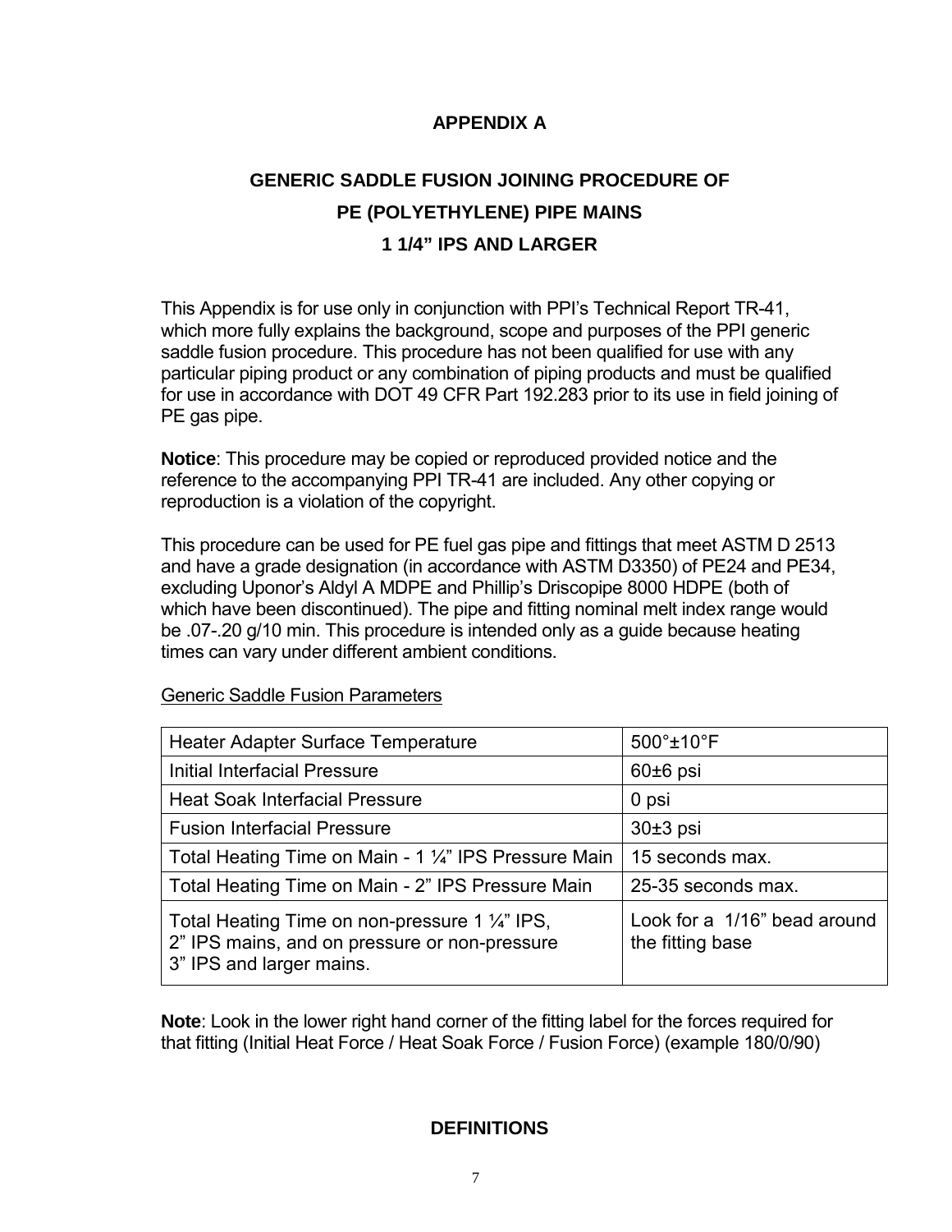# APPENDIX A

## GENERIC SADDLE FUSION JOINING PROCEDURE OF PE (POLYETHYLENE) PIPE MAINS 1 1/4" IPS AND LARGER

This Appendix is for use only in conjunction with PPI's Technical Report TR-41, which more fully explains the background, scope and purposes of the PPI generic saddle fusion procedure. This procedure has not been qualified for use with any particular piping product or any combination of piping products and must be qualified for use in accordance with DOT 49 CFR Part 192.283 prior to its use in field joining of PE gas pipe.

**Notice**: This procedure may be copied or reproduced provided notice and the reference to the accompanying PPI TR-41 are included. Any other copying or reproduction is a violation of the copyright.

This procedure can be used for PE fuel gas pipe and fittings that meet ASTM D 2513 and have a grade designation (in accordance with ASTM D3350) of PE24 and PE34, excluding Uponor's Aldyl A MDPE and Phillip's Driscopipe 8000 HDPE (both of which have been discontinued). The pipe and fitting nominal melt index range would be .07-.20 g/10 min. This procedure is intended only as a guide because heating times can vary under different ambient conditions.

Generic Saddle Fusion Parameters

| Parameter | Value |
|---|---|
| Heater Adapter Surface Temperature | 500°±10°F |
| Initial Interfacial Pressure | 60±6 psi |
| Heat Soak Interfacial Pressure | 0 psi |
| Fusion Interfacial Pressure | 30±3 psi |
| Total Heating Time on Main - 1 ¼" IPS Pressure Main | 15 seconds max. |
| Total Heating Time on Main - 2" IPS Pressure Main | 25-35 seconds max. |
| Total Heating Time on non-pressure 1 ¼" IPS, 2" IPS mains, and on pressure or non-pressure 3" IPS and larger mains. | Look for a 1/16" bead around the fitting base |

**Note**: Look in the lower right hand corner of the fitting label for the forces required for that fitting (Initial Heat Force / Heat Soak Force / Fusion Force) (example 180/0/90)

## DEFINITIONS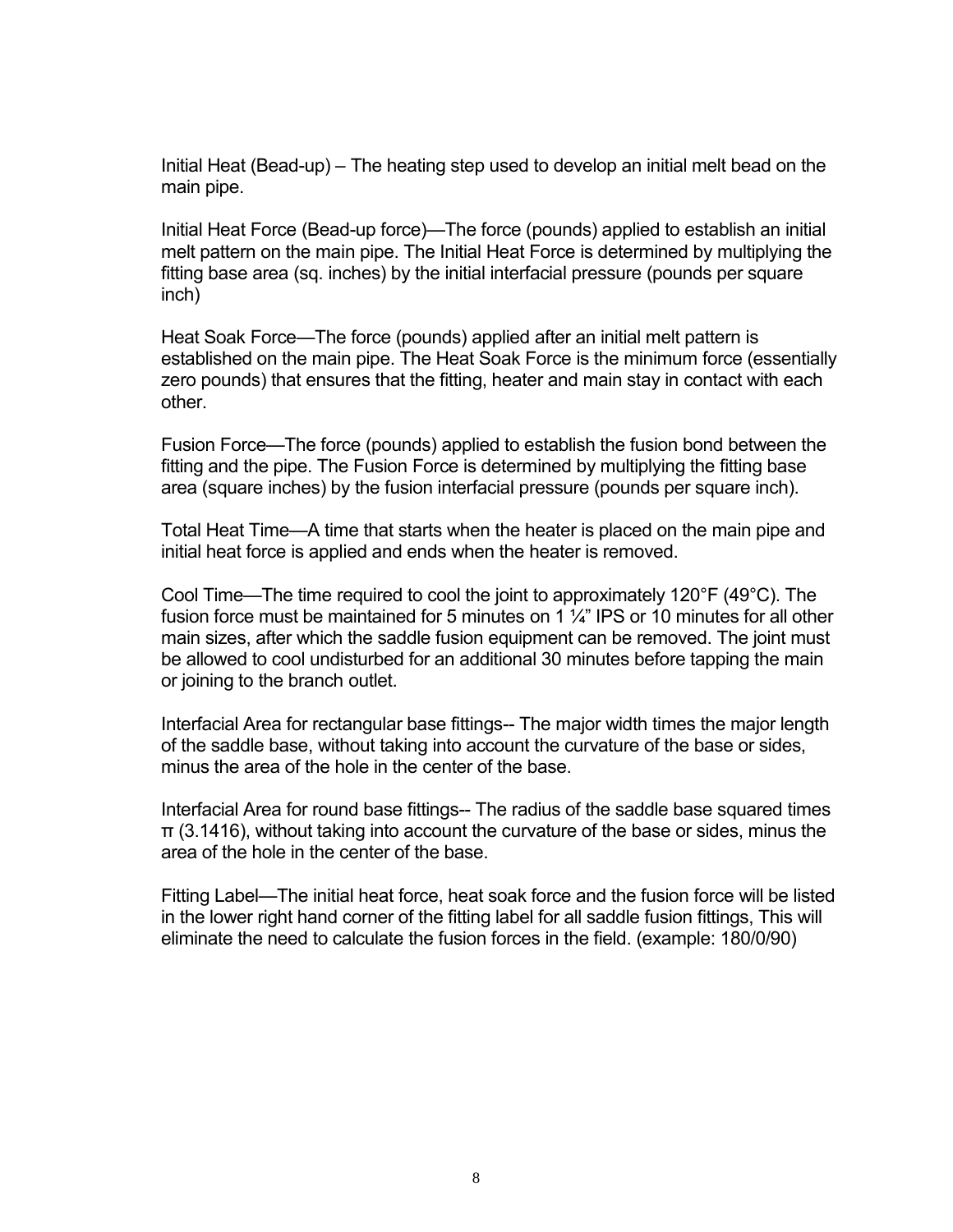Initial Heat (Bead-up) – The heating step used to develop an initial melt bead on the main pipe.

Initial Heat Force (Bead-up force)—The force (pounds) applied to establish an initial melt pattern on the main pipe. The Initial Heat Force is determined by multiplying the fitting base area (sq. inches) by the initial interfacial pressure (pounds per square inch)

Heat Soak Force—The force (pounds) applied after an initial melt pattern is established on the main pipe. The Heat Soak Force is the minimum force (essentially zero pounds) that ensures that the fitting, heater and main stay in contact with each other.

Fusion Force—The force (pounds) applied to establish the fusion bond between the fitting and the pipe. The Fusion Force is determined by multiplying the fitting base area (square inches) by the fusion interfacial pressure (pounds per square inch).

Total Heat Time—A time that starts when the heater is placed on the main pipe and initial heat force is applied and ends when the heater is removed.

Cool Time—The time required to cool the joint to approximately 120°F (49°C). The fusion force must be maintained for 5 minutes on 1 ¼" IPS or 10 minutes for all other main sizes, after which the saddle fusion equipment can be removed. The joint must be allowed to cool undisturbed for an additional 30 minutes before tapping the main or joining to the branch outlet.

Interfacial Area for rectangular base fittings-- The major width times the major length of the saddle base, without taking into account the curvature of the base or sides, minus the area of the hole in the center of the base.

Interfacial Area for round base fittings-- The radius of the saddle base squared times π (3.1416), without taking into account the curvature of the base or sides, minus the area of the hole in the center of the base.

Fitting Label—The initial heat force, heat soak force and the fusion force will be listed in the lower right hand corner of the fitting label for all saddle fusion fittings, This will eliminate the need to calculate the fusion forces in the field. (example: 180/0/90)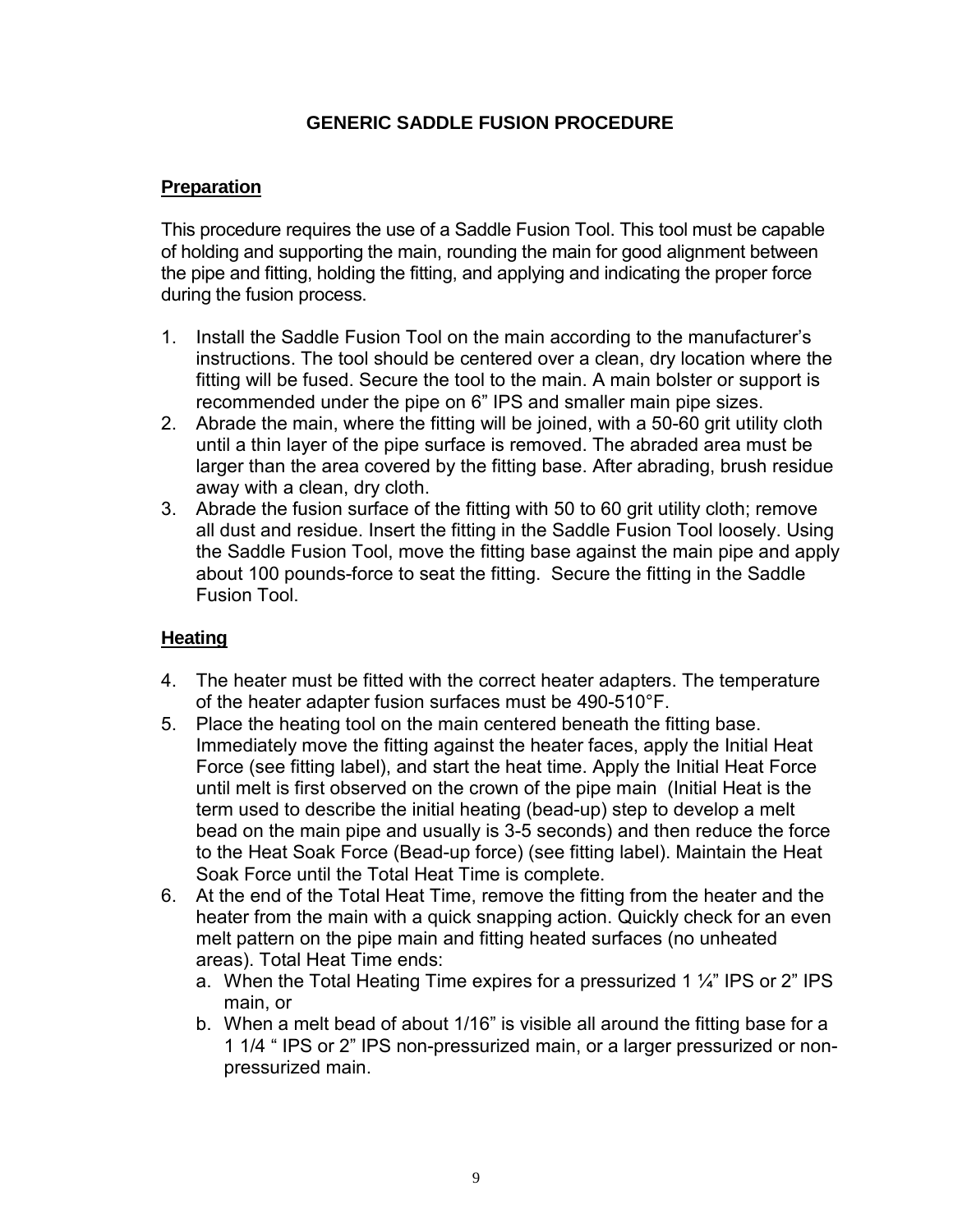## GENERIC SADDLE FUSION PROCEDURE

### Preparation

This procedure requires the use of a Saddle Fusion Tool. This tool must be capable of holding and supporting the main, rounding the main for good alignment between the pipe and fitting, holding the fitting, and applying and indicating the proper force during the fusion process.

1. Install the Saddle Fusion Tool on the main according to the manufacturer's instructions. The tool should be centered over a clean, dry location where the fitting will be fused. Secure the tool to the main. A main bolster or support is recommended under the pipe on 6" IPS and smaller main pipe sizes.
2. Abrade the main, where the fitting will be joined, with a 50-60 grit utility cloth until a thin layer of the pipe surface is removed. The abraded area must be larger than the area covered by the fitting base. After abrading, brush residue away with a clean, dry cloth.
3. Abrade the fusion surface of the fitting with 50 to 60 grit utility cloth; remove all dust and residue. Insert the fitting in the Saddle Fusion Tool loosely. Using the Saddle Fusion Tool, move the fitting base against the main pipe and apply about 100 pounds-force to seat the fitting. Secure the fitting in the Saddle Fusion Tool.

### Heating

4. The heater must be fitted with the correct heater adapters. The temperature of the heater adapter fusion surfaces must be 490-510°F.
5. Place the heating tool on the main centered beneath the fitting base. Immediately move the fitting against the heater faces, apply the Initial Heat Force (see fitting label), and start the heat time. Apply the Initial Heat Force until melt is first observed on the crown of the pipe main (Initial Heat is the term used to describe the initial heating (bead-up) step to develop a melt bead on the main pipe and usually is 3-5 seconds) and then reduce the force to the Heat Soak Force (Bead-up force) (see fitting label). Maintain the Heat Soak Force until the Total Heat Time is complete.
6. At the end of the Total Heat Time, remove the fitting from the heater and the heater from the main with a quick snapping action. Quickly check for an even melt pattern on the pipe main and fitting heated surfaces (no unheated areas). Total Heat Time ends:
   a. When the Total Heating Time expires for a pressurized 1 ¼" IPS or 2" IPS main, or
   b. When a melt bead of about 1/16" is visible all around the fitting base for a 1 1/4 " IPS or 2" IPS non-pressurized main, or a larger pressurized or non-pressurized main.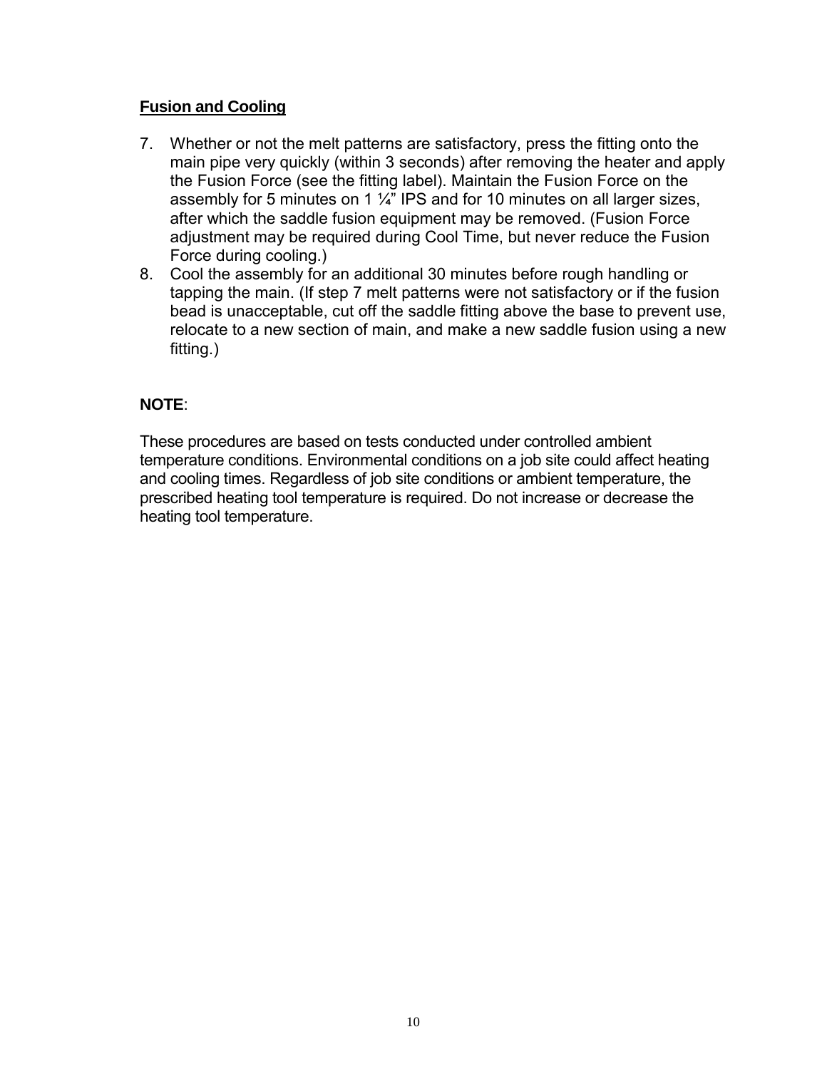## Fusion and Cooling

7. Whether or not the melt patterns are satisfactory, press the fitting onto the main pipe very quickly (within 3 seconds) after removing the heater and apply the Fusion Force (see the fitting label). Maintain the Fusion Force on the assembly for 5 minutes on 1 ¼" IPS and for 10 minutes on all larger sizes, after which the saddle fusion equipment may be removed. (Fusion Force adjustment may be required during Cool Time, but never reduce the Fusion Force during cooling.)
8. Cool the assembly for an additional 30 minutes before rough handling or tapping the main. (If step 7 melt patterns were not satisfactory or if the fusion bead is unacceptable, cut off the saddle fitting above the base to prevent use, relocate to a new section of main, and make a new saddle fusion using a new fitting.)

**NOTE**:

These procedures are based on tests conducted under controlled ambient temperature conditions. Environmental conditions on a job site could affect heating and cooling times. Regardless of job site conditions or ambient temperature, the prescribed heating tool temperature is required. Do not increase or decrease the heating tool temperature.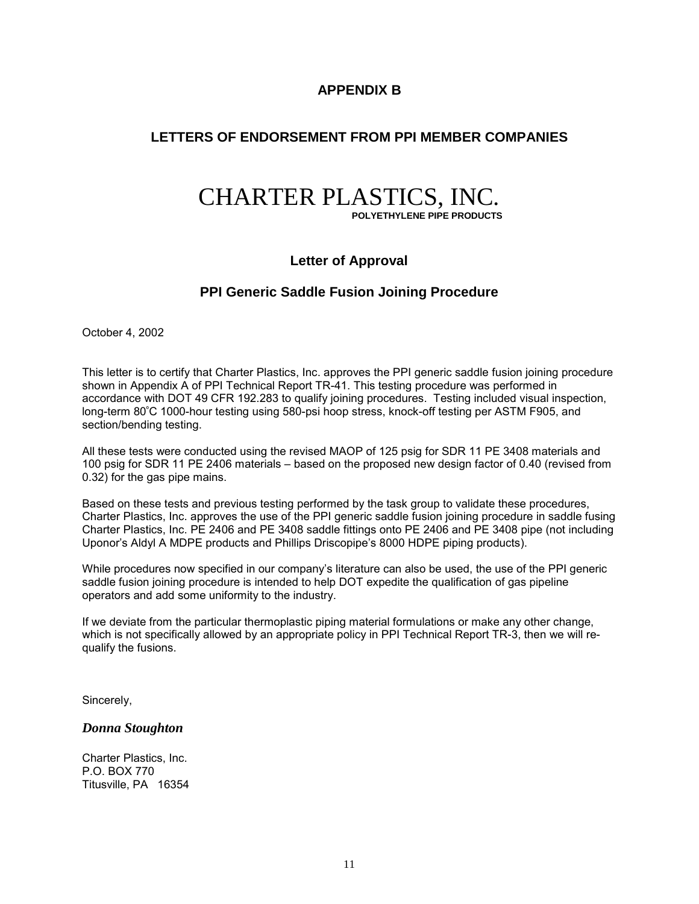# APPENDIX B

## LETTERS OF ENDORSEMENT FROM PPI MEMBER COMPANIES

# CHARTER PLASTICS, INC.

**POLYETHYLENE PIPE PRODUCTS**

### Letter of Approval

### PPI Generic Saddle Fusion Joining Procedure

October 4, 2002

This letter is to certify that Charter Plastics, Inc. approves the PPI generic saddle fusion joining procedure shown in Appendix A of PPI Technical Report TR-41. This testing procedure was performed in accordance with DOT 49 CFR 192.283 to qualify joining procedures. Testing included visual inspection, long-term 80˚C 1000-hour testing using 580-psi hoop stress, knock-off testing per ASTM F905, and section/bending testing.

All these tests were conducted using the revised MAOP of 125 psig for SDR 11 PE 3408 materials and 100 psig for SDR 11 PE 2406 materials – based on the proposed new design factor of 0.40 (revised from 0.32) for the gas pipe mains.

Based on these tests and previous testing performed by the task group to validate these procedures, Charter Plastics, Inc. approves the use of the PPI generic saddle fusion joining procedure in saddle fusing Charter Plastics, Inc. PE 2406 and PE 3408 saddle fittings onto PE 2406 and PE 3408 pipe (not including Uponor's Aldyl A MDPE products and Phillips Driscopipe's 8000 HDPE piping products).

While procedures now specified in our company's literature can also be used, the use of the PPI generic saddle fusion joining procedure is intended to help DOT expedite the qualification of gas pipeline operators and add some uniformity to the industry.

If we deviate from the particular thermoplastic piping material formulations or make any other change, which is not specifically allowed by an appropriate policy in PPI Technical Report TR-3, then we will re-qualify the fusions.

Sincerely,

***Donna Stoughton***

Charter Plastics, Inc.
P.O. BOX 770
Titusville, PA 16354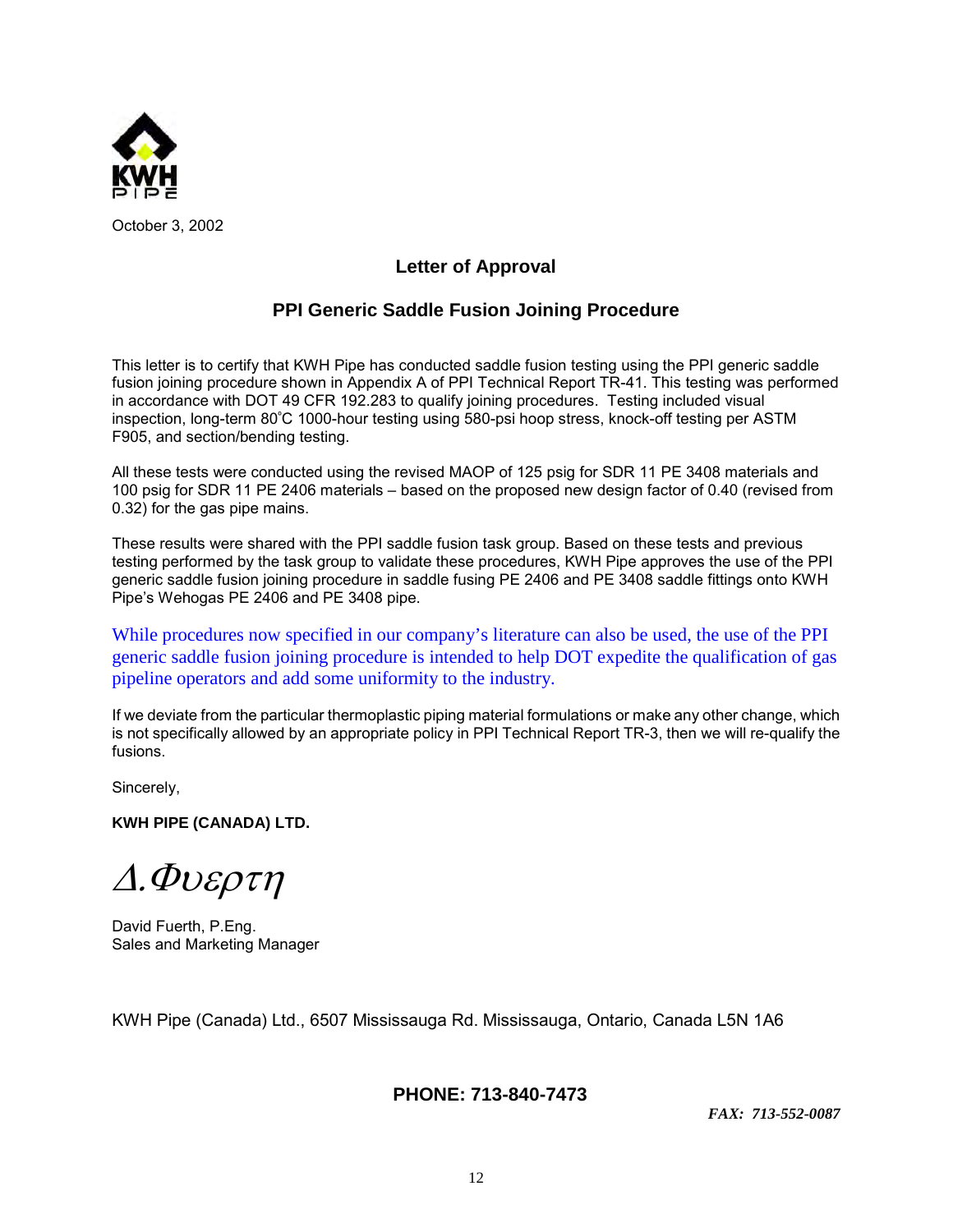KWH PIPE

October 3, 2002

## Letter of Approval

## PPI Generic Saddle Fusion Joining Procedure

This letter is to certify that KWH Pipe has conducted saddle fusion testing using the PPI generic saddle fusion joining procedure shown in Appendix A of PPI Technical Report TR-41. This testing was performed in accordance with DOT 49 CFR 192.283 to qualify joining procedures. Testing included visual inspection, long-term 80˚C 1000-hour testing using 580-psi hoop stress, knock-off testing per ASTM F905, and section/bending testing.

All these tests were conducted using the revised MAOP of 125 psig for SDR 11 PE 3408 materials and 100 psig for SDR 11 PE 2406 materials – based on the proposed new design factor of 0.40 (revised from 0.32) for the gas pipe mains.

These results were shared with the PPI saddle fusion task group. Based on these tests and previous testing performed by the task group to validate these procedures, KWH Pipe approves the use of the PPI generic saddle fusion joining procedure in saddle fusing PE 2406 and PE 3408 saddle fittings onto KWH Pipe's Wehogas PE 2406 and PE 3408 pipe.

While procedures now specified in our company's literature can also be used, the use of the PPI generic saddle fusion joining procedure is intended to help DOT expedite the qualification of gas pipeline operators and add some uniformity to the industry.

If we deviate from the particular thermoplastic piping material formulations or make any other change, which is not specifically allowed by an appropriate policy in PPI Technical Report TR-3, then we will re-qualify the fusions.

Sincerely,

**KWH PIPE (CANADA) LTD.**

*Δ.Φυερτη*

David Fuerth, P.Eng.
Sales and Marketing Manager

KWH Pipe (Canada) Ltd., 6507 Mississauga Rd. Mississauga, Ontario, Canada L5N 1A6

**PHONE: 713-840-7473**

***FAX: 713-552-0087***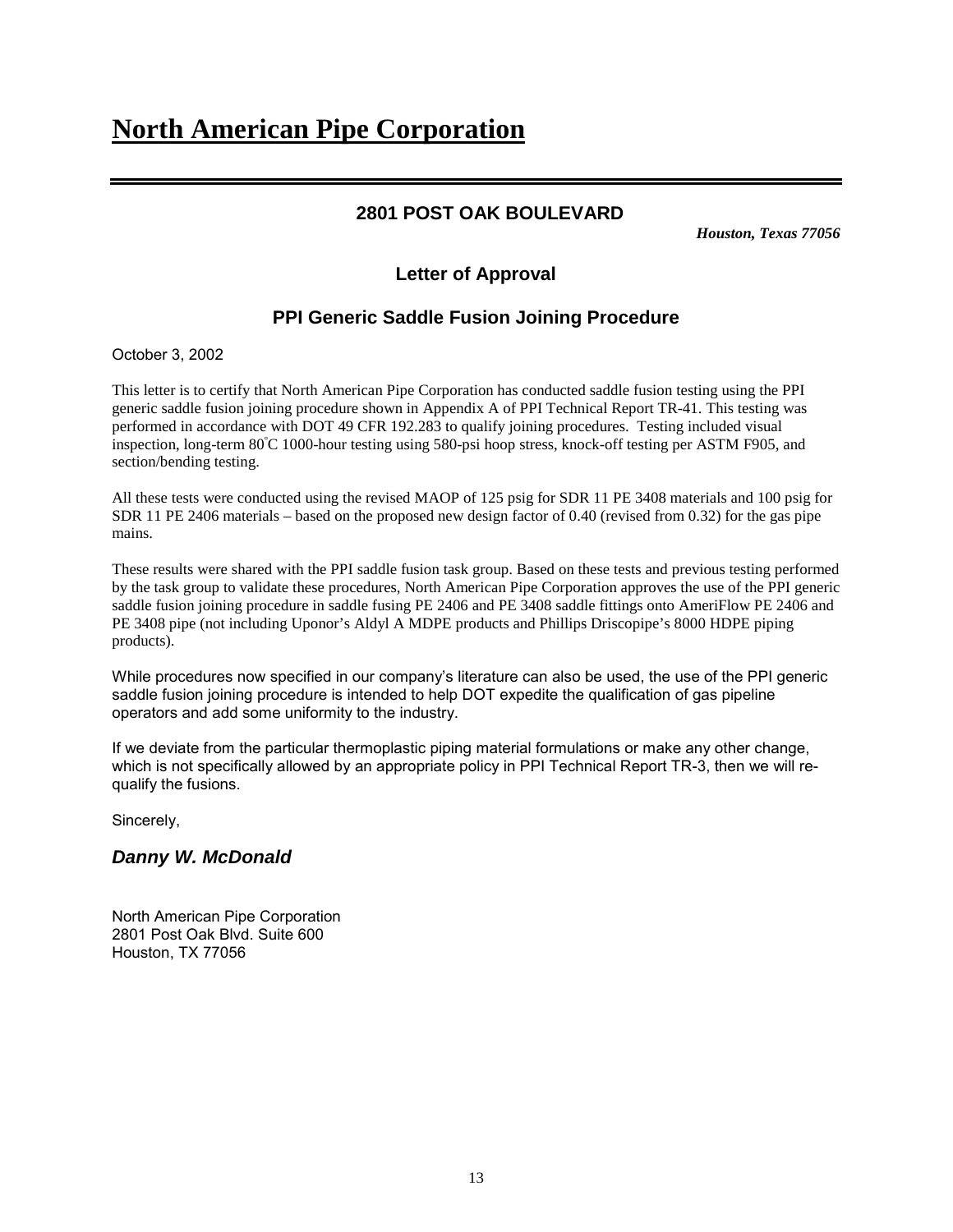# North American Pipe Corporation

### 2801 POST OAK BOULEVARD

***Houston, Texas 77056***

### Letter of Approval

### PPI Generic Saddle Fusion Joining Procedure

October 3, 2002

This letter is to certify that North American Pipe Corporation has conducted saddle fusion testing using the PPI generic saddle fusion joining procedure shown in Appendix A of PPI Technical Report TR-41. This testing was performed in accordance with DOT 49 CFR 192.283 to qualify joining procedures. Testing included visual inspection, long-term 80°C 1000-hour testing using 580-psi hoop stress, knock-off testing per ASTM F905, and section/bending testing.

All these tests were conducted using the revised MAOP of 125 psig for SDR 11 PE 3408 materials and 100 psig for SDR 11 PE 2406 materials – based on the proposed new design factor of 0.40 (revised from 0.32) for the gas pipe mains.

These results were shared with the PPI saddle fusion task group. Based on these tests and previous testing performed by the task group to validate these procedures, North American Pipe Corporation approves the use of the PPI generic saddle fusion joining procedure in saddle fusing PE 2406 and PE 3408 saddle fittings onto AmeriFlow PE 2406 and PE 3408 pipe (not including Uponor's Aldyl A MDPE products and Phillips Driscopipe's 8000 HDPE piping products).

While procedures now specified in our company's literature can also be used, the use of the PPI generic saddle fusion joining procedure is intended to help DOT expedite the qualification of gas pipeline operators and add some uniformity to the industry.

If we deviate from the particular thermoplastic piping material formulations or make any other change, which is not specifically allowed by an appropriate policy in PPI Technical Report TR-3, then we will re-qualify the fusions.

Sincerely,

***Danny W. McDonald***

North American Pipe Corporation
2801 Post Oak Blvd. Suite 600
Houston, TX 77056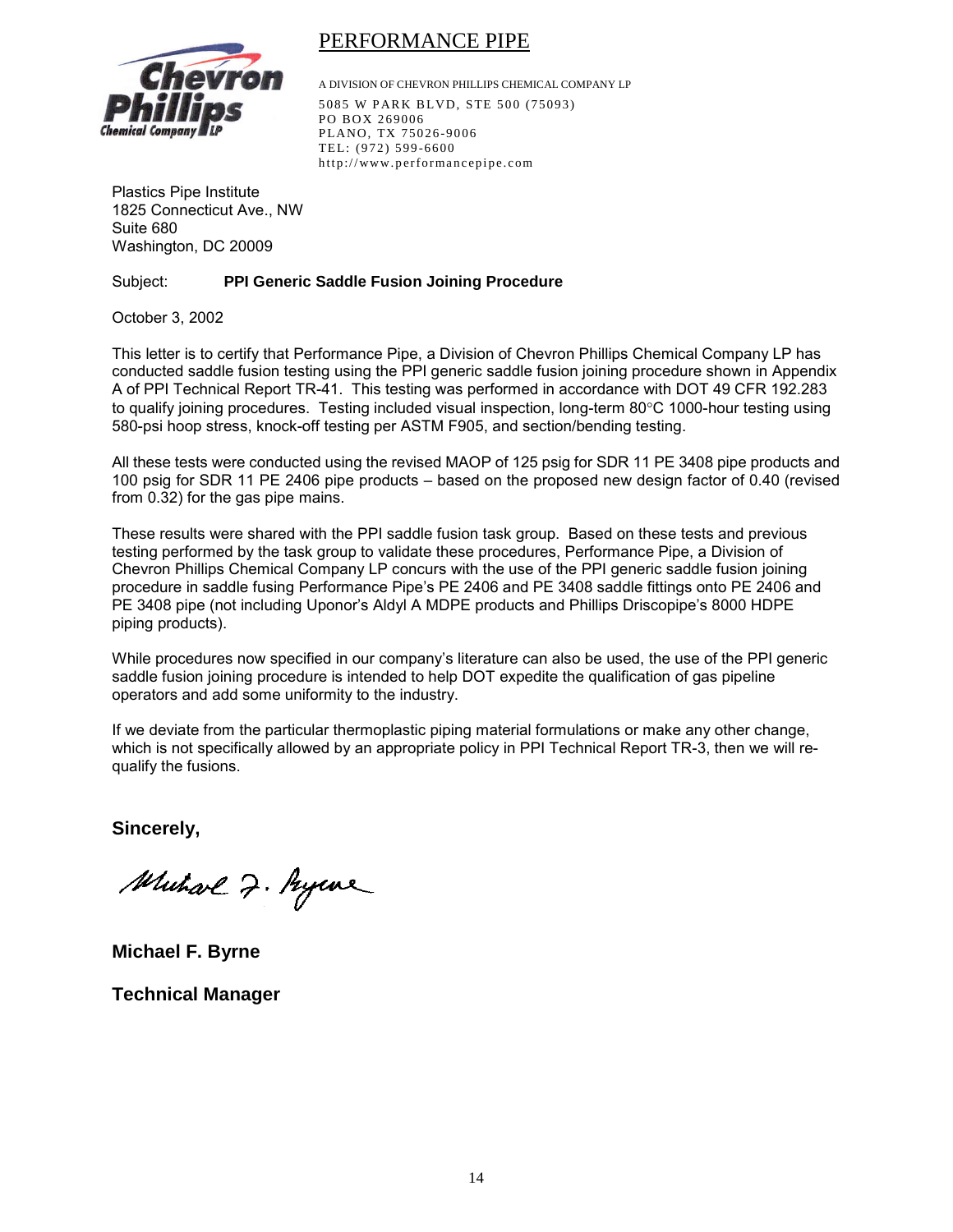PERFORMANCE PIPE

A DIVISION OF CHEVRON PHILLIPS CHEMICAL COMPANY LP
5085 W PARK BLVD, STE 500 (75093)
PO BOX 269006
PLANO, TX 75026-9006
TEL: (972) 599-6600
http://www.performancepipe.com

Plastics Pipe Institute
1825 Connecticut Ave., NW
Suite 680
Washington, DC 20009

Subject: **PPI Generic Saddle Fusion Joining Procedure**

October 3, 2002

This letter is to certify that Performance Pipe, a Division of Chevron Phillips Chemical Company LP has conducted saddle fusion testing using the PPI generic saddle fusion joining procedure shown in Appendix A of PPI Technical Report TR-41. This testing was performed in accordance with DOT 49 CFR 192.283 to qualify joining procedures. Testing included visual inspection, long-term 80°C 1000-hour testing using 580-psi hoop stress, knock-off testing per ASTM F905, and section/bending testing.

All these tests were conducted using the revised MAOP of 125 psig for SDR 11 PE 3408 pipe products and 100 psig for SDR 11 PE 2406 pipe products – based on the proposed new design factor of 0.40 (revised from 0.32) for the gas pipe mains.

These results were shared with the PPI saddle fusion task group. Based on these tests and previous testing performed by the task group to validate these procedures, Performance Pipe, a Division of Chevron Phillips Chemical Company LP concurs with the use of the PPI generic saddle fusion joining procedure in saddle fusing Performance Pipe's PE 2406 and PE 3408 saddle fittings onto PE 2406 and PE 3408 pipe (not including Uponor's Aldyl A MDPE products and Phillips Driscopipe's 8000 HDPE piping products).

While procedures now specified in our company's literature can also be used, the use of the PPI generic saddle fusion joining procedure is intended to help DOT expedite the qualification of gas pipeline operators and add some uniformity to the industry.

If we deviate from the particular thermoplastic piping material formulations or make any other change, which is not specifically allowed by an appropriate policy in PPI Technical Report TR-3, then we will re-qualify the fusions.

**Sincerely,**

**Michael F. Byrne**

**Technical Manager**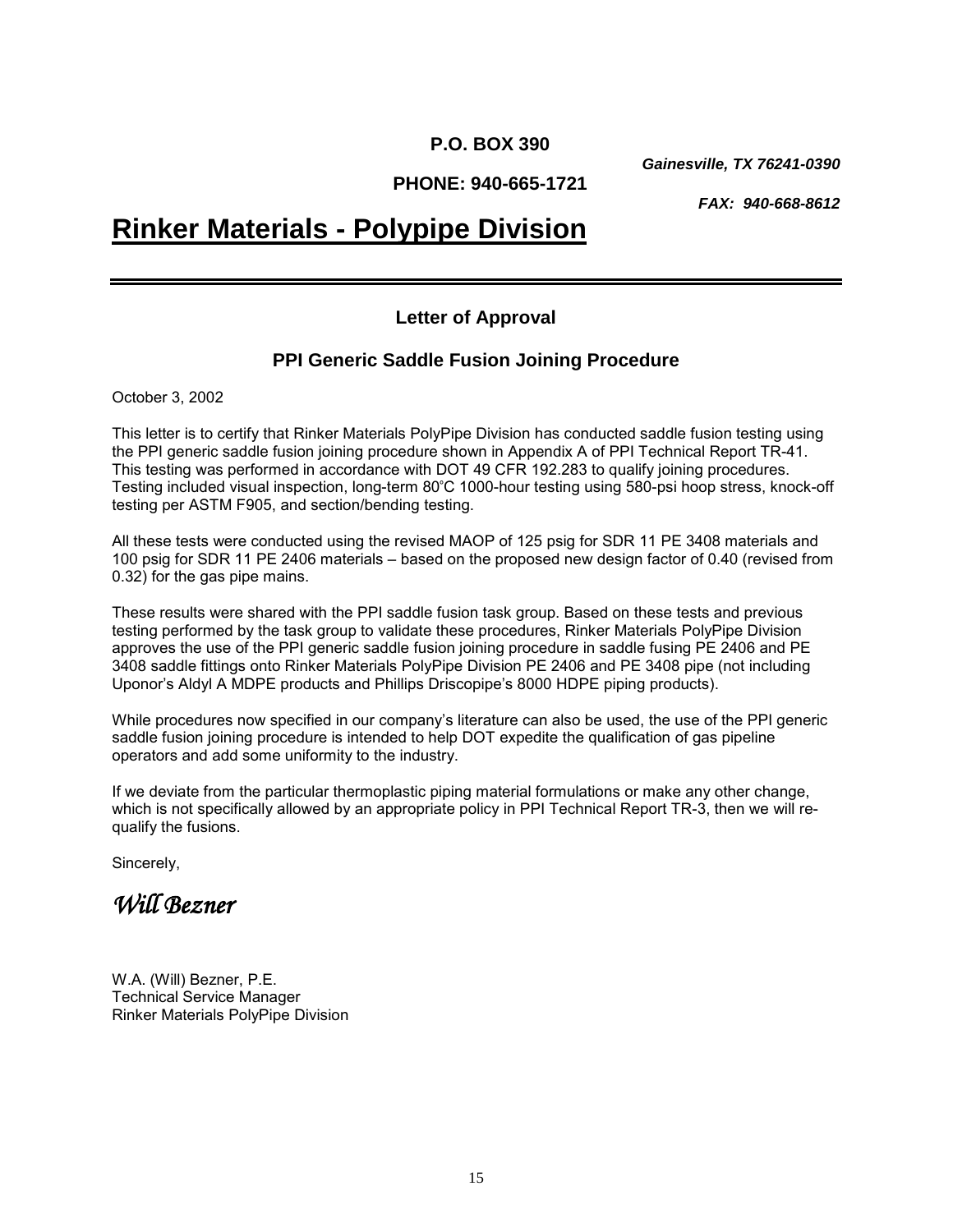**P.O. BOX 390**

***Gainesville, TX 76241-0390***

**PHONE: 940-665-1721**

***FAX: 940-668-8612***

# Rinker Materials - Polypipe Division

---

### Letter of Approval

### PPI Generic Saddle Fusion Joining Procedure

October 3, 2002

This letter is to certify that Rinker Materials PolyPipe Division has conducted saddle fusion testing using the PPI generic saddle fusion joining procedure shown in Appendix A of PPI Technical Report TR-41. This testing was performed in accordance with DOT 49 CFR 192.283 to qualify joining procedures. Testing included visual inspection, long-term 80˚C 1000-hour testing using 580-psi hoop stress, knock-off testing per ASTM F905, and section/bending testing.

All these tests were conducted using the revised MAOP of 125 psig for SDR 11 PE 3408 materials and 100 psig for SDR 11 PE 2406 materials – based on the proposed new design factor of 0.40 (revised from 0.32) for the gas pipe mains.

These results were shared with the PPI saddle fusion task group. Based on these tests and previous testing performed by the task group to validate these procedures, Rinker Materials PolyPipe Division approves the use of the PPI generic saddle fusion joining procedure in saddle fusing PE 2406 and PE 3408 saddle fittings onto Rinker Materials PolyPipe Division PE 2406 and PE 3408 pipe (not including Uponor's Aldyl A MDPE products and Phillips Driscopipe's 8000 HDPE piping products).

While procedures now specified in our company's literature can also be used, the use of the PPI generic saddle fusion joining procedure is intended to help DOT expedite the qualification of gas pipeline operators and add some uniformity to the industry.

If we deviate from the particular thermoplastic piping material formulations or make any other change, which is not specifically allowed by an appropriate policy in PPI Technical Report TR-3, then we will re-qualify the fusions.

Sincerely,

*Will Bezner*

W.A. (Will) Bezner, P.E.
Technical Service Manager
Rinker Materials PolyPipe Division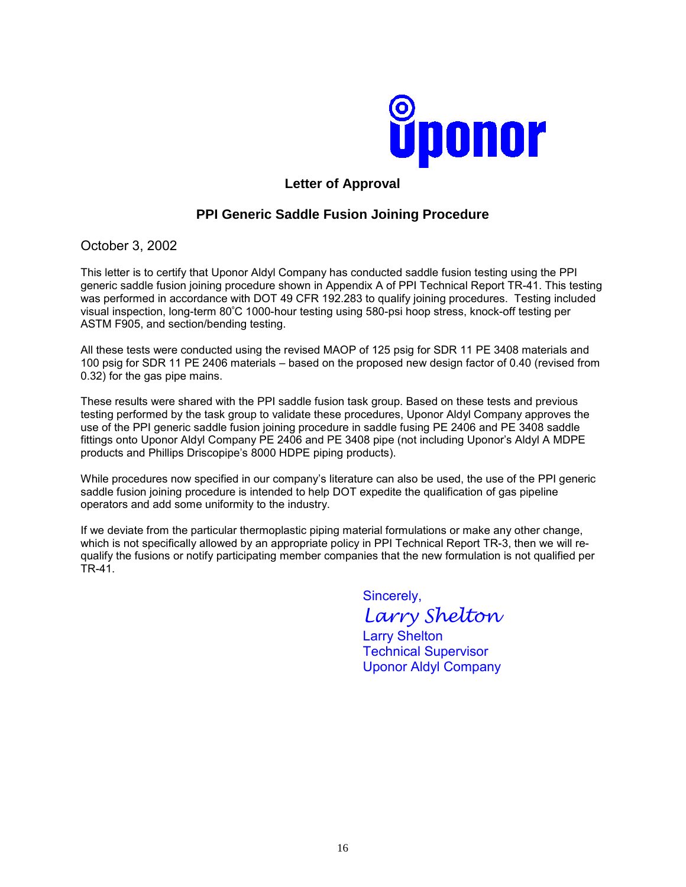uponor

## Letter of Approval

## PPI Generic Saddle Fusion Joining Procedure

October 3, 2002

This letter is to certify that Uponor Aldyl Company has conducted saddle fusion testing using the PPI generic saddle fusion joining procedure shown in Appendix A of PPI Technical Report TR-41. This testing was performed in accordance with DOT 49 CFR 192.283 to qualify joining procedures. Testing included visual inspection, long-term 80˚C 1000-hour testing using 580-psi hoop stress, knock-off testing per ASTM F905, and section/bending testing.

All these tests were conducted using the revised MAOP of 125 psig for SDR 11 PE 3408 materials and 100 psig for SDR 11 PE 2406 materials – based on the proposed new design factor of 0.40 (revised from 0.32) for the gas pipe mains.

These results were shared with the PPI saddle fusion task group. Based on these tests and previous testing performed by the task group to validate these procedures, Uponor Aldyl Company approves the use of the PPI generic saddle fusion joining procedure in saddle fusing PE 2406 and PE 3408 saddle fittings onto Uponor Aldyl Company PE 2406 and PE 3408 pipe (not including Uponor's Aldyl A MDPE products and Phillips Driscopipe's 8000 HDPE piping products).

While procedures now specified in our company's literature can also be used, the use of the PPI generic saddle fusion joining procedure is intended to help DOT expedite the qualification of gas pipeline operators and add some uniformity to the industry.

If we deviate from the particular thermoplastic piping material formulations or make any other change, which is not specifically allowed by an appropriate policy in PPI Technical Report TR-3, then we will re-qualify the fusions or notify participating member companies that the new formulation is not qualified per TR-41.

Sincerely,
*Larry Shelton*
Larry Shelton
Technical Supervisor
Uponor Aldyl Company